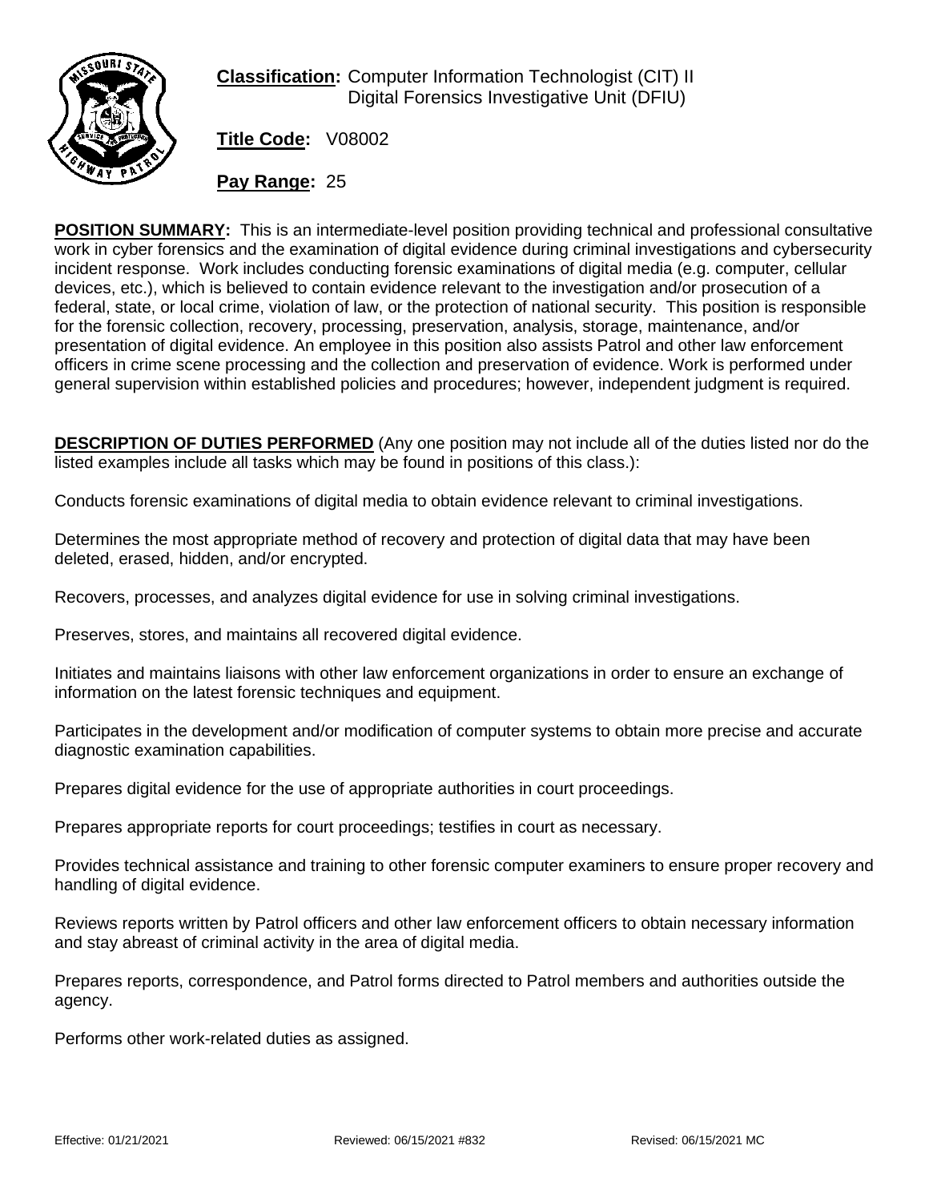**Classification:** Computer Information Technologist (CIT) II
Digital Forensics Investigative Unit (DFIU)

**Title Code:** V08002

**Pay Range:** 25

**POSITION SUMMARY:** This is an intermediate-level position providing technical and professional consultative work in cyber forensics and the examination of digital evidence during criminal investigations and cybersecurity incident response. Work includes conducting forensic examinations of digital media (e.g. computer, cellular devices, etc.), which is believed to contain evidence relevant to the investigation and/or prosecution of a federal, state, or local crime, violation of law, or the protection of national security. This position is responsible for the forensic collection, recovery, processing, preservation, analysis, storage, maintenance, and/or presentation of digital evidence. An employee in this position also assists Patrol and other law enforcement officers in crime scene processing and the collection and preservation of evidence. Work is performed under general supervision within established policies and procedures; however, independent judgment is required.

**DESCRIPTION OF DUTIES PERFORMED** (Any one position may not include all of the duties listed nor do the listed examples include all tasks which may be found in positions of this class.):

Conducts forensic examinations of digital media to obtain evidence relevant to criminal investigations.

Determines the most appropriate method of recovery and protection of digital data that may have been deleted, erased, hidden, and/or encrypted.

Recovers, processes, and analyzes digital evidence for use in solving criminal investigations.

Preserves, stores, and maintains all recovered digital evidence.

Initiates and maintains liaisons with other law enforcement organizations in order to ensure an exchange of information on the latest forensic techniques and equipment.

Participates in the development and/or modification of computer systems to obtain more precise and accurate diagnostic examination capabilities.

Prepares digital evidence for the use of appropriate authorities in court proceedings.

Prepares appropriate reports for court proceedings; testifies in court as necessary.

Provides technical assistance and training to other forensic computer examiners to ensure proper recovery and handling of digital evidence.

Reviews reports written by Patrol officers and other law enforcement officers to obtain necessary information and stay abreast of criminal activity in the area of digital media.

Prepares reports, correspondence, and Patrol forms directed to Patrol members and authorities outside the agency.

Performs other work-related duties as assigned.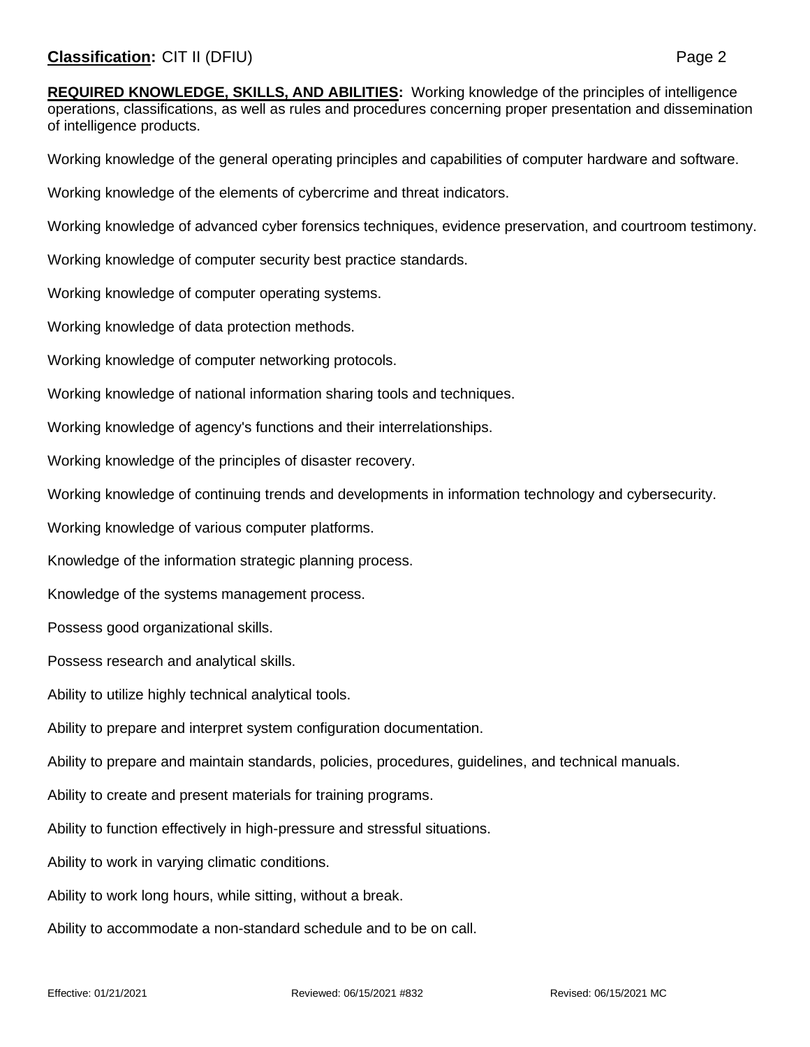**REQUIRED KNOWLEDGE, SKILLS, AND ABILITIES:** Working knowledge of the principles of intelligence operations, classifications, as well as rules and procedures concerning proper presentation and dissemination of intelligence products.

Working knowledge of the general operating principles and capabilities of computer hardware and software.

Working knowledge of the elements of cybercrime and threat indicators.

Working knowledge of advanced cyber forensics techniques, evidence preservation, and courtroom testimony.

Working knowledge of computer security best practice standards.

Working knowledge of computer operating systems.

Working knowledge of data protection methods.

Working knowledge of computer networking protocols.

Working knowledge of national information sharing tools and techniques.

Working knowledge of agency's functions and their interrelationships.

Working knowledge of the principles of disaster recovery.

Working knowledge of continuing trends and developments in information technology and cybersecurity.

Working knowledge of various computer platforms.

Knowledge of the information strategic planning process.

Knowledge of the systems management process.

Possess good organizational skills.

Possess research and analytical skills.

Ability to utilize highly technical analytical tools.

Ability to prepare and interpret system configuration documentation.

Ability to prepare and maintain standards, policies, procedures, guidelines, and technical manuals.

Ability to create and present materials for training programs.

Ability to function effectively in high-pressure and stressful situations.

Ability to work in varying climatic conditions.

Ability to work long hours, while sitting, without a break.

Ability to accommodate a non-standard schedule and to be on call.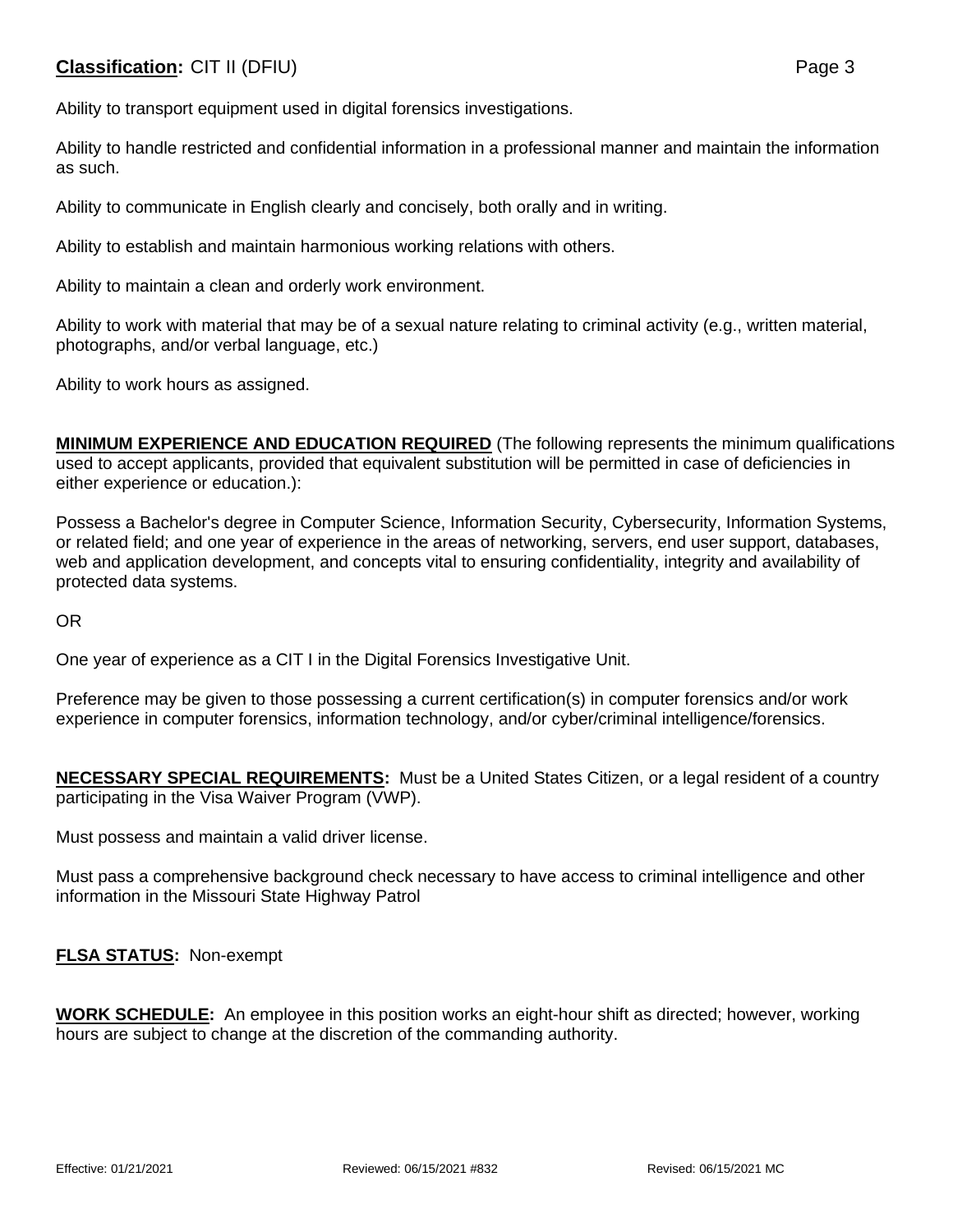Ability to transport equipment used in digital forensics investigations.

Ability to handle restricted and confidential information in a professional manner and maintain the information as such.

Ability to communicate in English clearly and concisely, both orally and in writing.

Ability to establish and maintain harmonious working relations with others.

Ability to maintain a clean and orderly work environment.

Ability to work with material that may be of a sexual nature relating to criminal activity (e.g., written material, photographs, and/or verbal language, etc.)

Ability to work hours as assigned.

**MINIMUM EXPERIENCE AND EDUCATION REQUIRED** (The following represents the minimum qualifications used to accept applicants, provided that equivalent substitution will be permitted in case of deficiencies in either experience or education.):

Possess a Bachelor's degree in Computer Science, Information Security, Cybersecurity, Information Systems, or related field; and one year of experience in the areas of networking, servers, end user support, databases, web and application development, and concepts vital to ensuring confidentiality, integrity and availability of protected data systems.

OR

One year of experience as a CIT I in the Digital Forensics Investigative Unit.

Preference may be given to those possessing a current certification(s) in computer forensics and/or work experience in computer forensics, information technology, and/or cyber/criminal intelligence/forensics.

**NECESSARY SPECIAL REQUIREMENTS:** Must be a United States Citizen, or a legal resident of a country participating in the Visa Waiver Program (VWP).

Must possess and maintain a valid driver license.

Must pass a comprehensive background check necessary to have access to criminal intelligence and other information in the Missouri State Highway Patrol

**FLSA STATUS:** Non-exempt

**WORK SCHEDULE:** An employee in this position works an eight-hour shift as directed; however, working hours are subject to change at the discretion of the commanding authority.

Effective: 01/21/2021 Reviewed: 06/15/2021 #832 Revised: 06/15/2021 MC